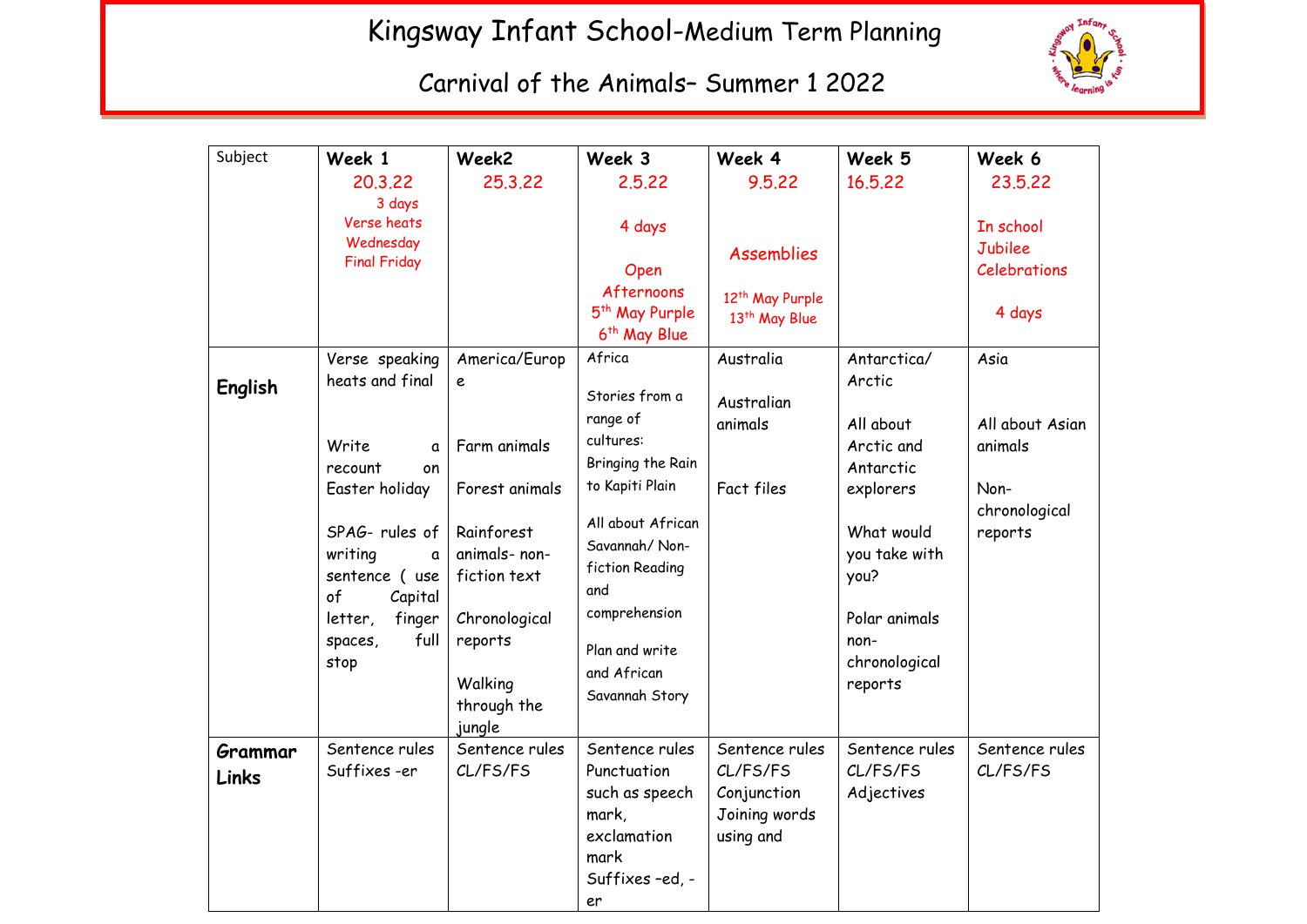# Kingsway Infant School-Medium Term Planning

## Carnival of the Animals– Summer 1 2022

| Subject | Week 1<br>20.3.22<br>3 days<br>Verse heats Wednesday<br>Final Friday | Week2<br>25.3.22 | Week 3<br>2.5.22<br>4 days<br>Open Afternoons<br>5th May Purple<br>6th May Blue | Week 4<br>9.5.22<br>Assemblies<br>12th May Purple<br>13th May Blue | Week 5<br>16.5.22 | Week 6<br>23.5.22<br>In school Jubilee Celebrations<br>4 days |
|---|---|---|---|---|---|---|
| **English** | Verse speaking heats and final<br><br>Write a recount on Easter holiday<br><br>SPAG- rules of writing a sentence ( use of Capital letter, finger spaces, full stop | America/Europe<br><br>Farm animals<br><br>Forest animals<br><br>Rainforest animals- non-fiction text<br><br>Chronological reports<br><br>Walking through the jungle | Africa<br><br>Stories from a range of cultures: Bringing the Rain to Kapiti Plain<br><br>All about African Savannah/ Non-fiction Reading and comprehension<br><br>Plan and write and African Savannah Story | Australia<br><br>Australian animals<br><br>Fact files | Antarctica/ Arctic<br><br>All about Arctic and Antarctic explorers<br><br>What would you take with you?<br><br>Polar animals non-chronological reports | Asia<br><br>All about Asian animals<br><br>Non-chronological reports |
| **Grammar Links** | Sentence rules<br>Suffixes -er | Sentence rules<br>CL/FS/FS | Sentence rules<br>Punctuation such as speech mark, exclamation mark<br>Suffixes –ed, -er | Sentence rules<br>CL/FS/FS<br>Conjunction<br>Joining words using and | Sentence rules<br>CL/FS/FS<br>Adjectives | Sentence rules<br>CL/FS/FS |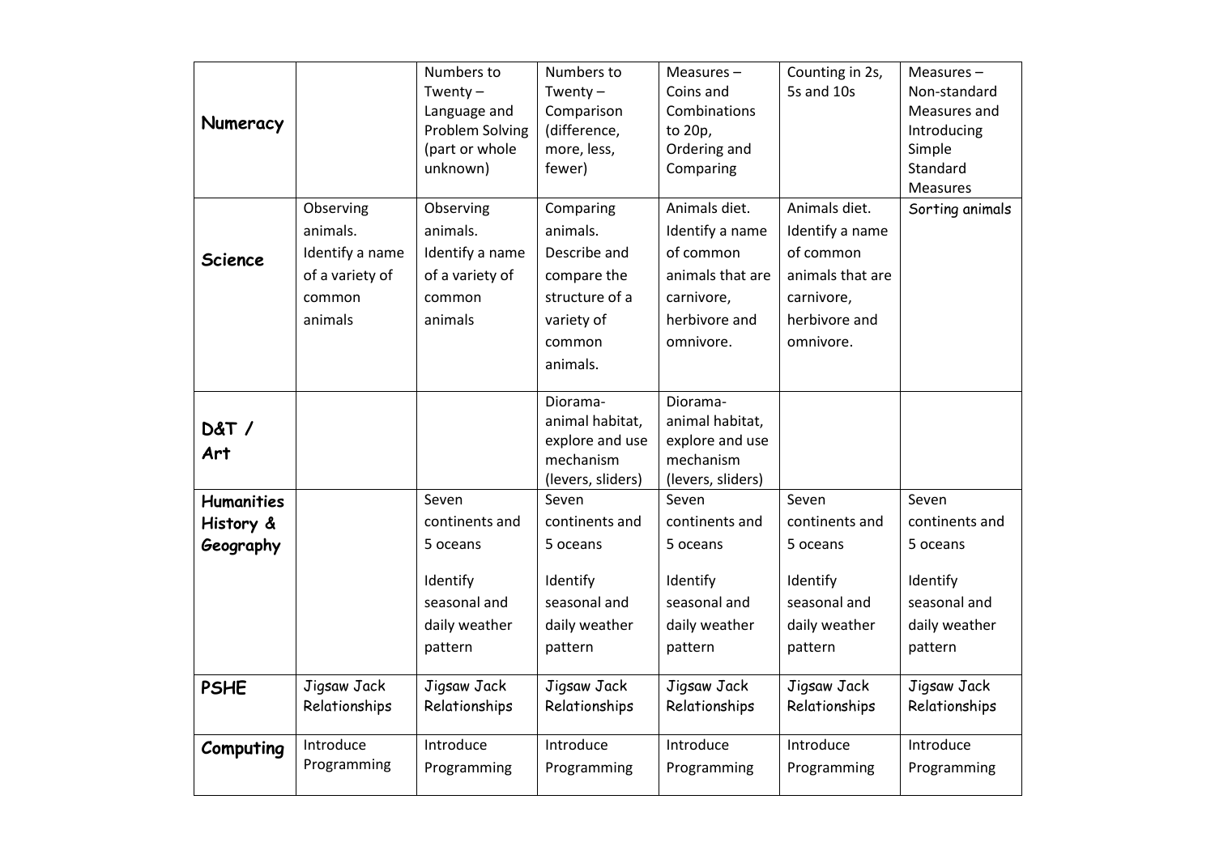| | | | | | | |
|---|---|---|---|---|---|---|
| **Numeracy** | | Numbers to Twenty – Language and Problem Solving (part or whole unknown) | Numbers to Twenty – Comparison (difference, more, less, fewer) | Measures – Coins and Combinations to 20p, Ordering and Comparing | Counting in 2s, 5s and 10s | Measures – Non-standard Measures and Introducing Simple Standard Measures |
| **Science** | Observing animals. Identify a name of a variety of common animals | Observing animals. Identify a name of a variety of common animals | Comparing animals. Describe and compare the structure of a variety of common animals. | Animals diet. Identify a name of common animals that are carnivore, herbivore and omnivore. | Animals diet. Identify a name of common animals that are carnivore, herbivore and omnivore. | Sorting animals |
| **D&T / Art** | | | Diorama- animal habitat, explore and use mechanism (levers, sliders) | Diorama- animal habitat, explore and use mechanism (levers, sliders) | | |
| **Humanities History & Geography** | | Seven continents and 5 oceans<br><br>Identify seasonal and daily weather pattern | Seven continents and 5 oceans<br><br>Identify seasonal and daily weather pattern | Seven continents and 5 oceans<br><br>Identify seasonal and daily weather pattern | Seven continents and 5 oceans<br><br>Identify seasonal and daily weather pattern | Seven continents and 5 oceans<br><br>Identify seasonal and daily weather pattern |
| **PSHE** | Jigsaw Jack Relationships | Jigsaw Jack Relationships | Jigsaw Jack Relationships | Jigsaw Jack Relationships | Jigsaw Jack Relationships | Jigsaw Jack Relationships |
| **Computing** | Introduce Programming | Introduce Programming | Introduce Programming | Introduce Programming | Introduce Programming | Introduce Programming |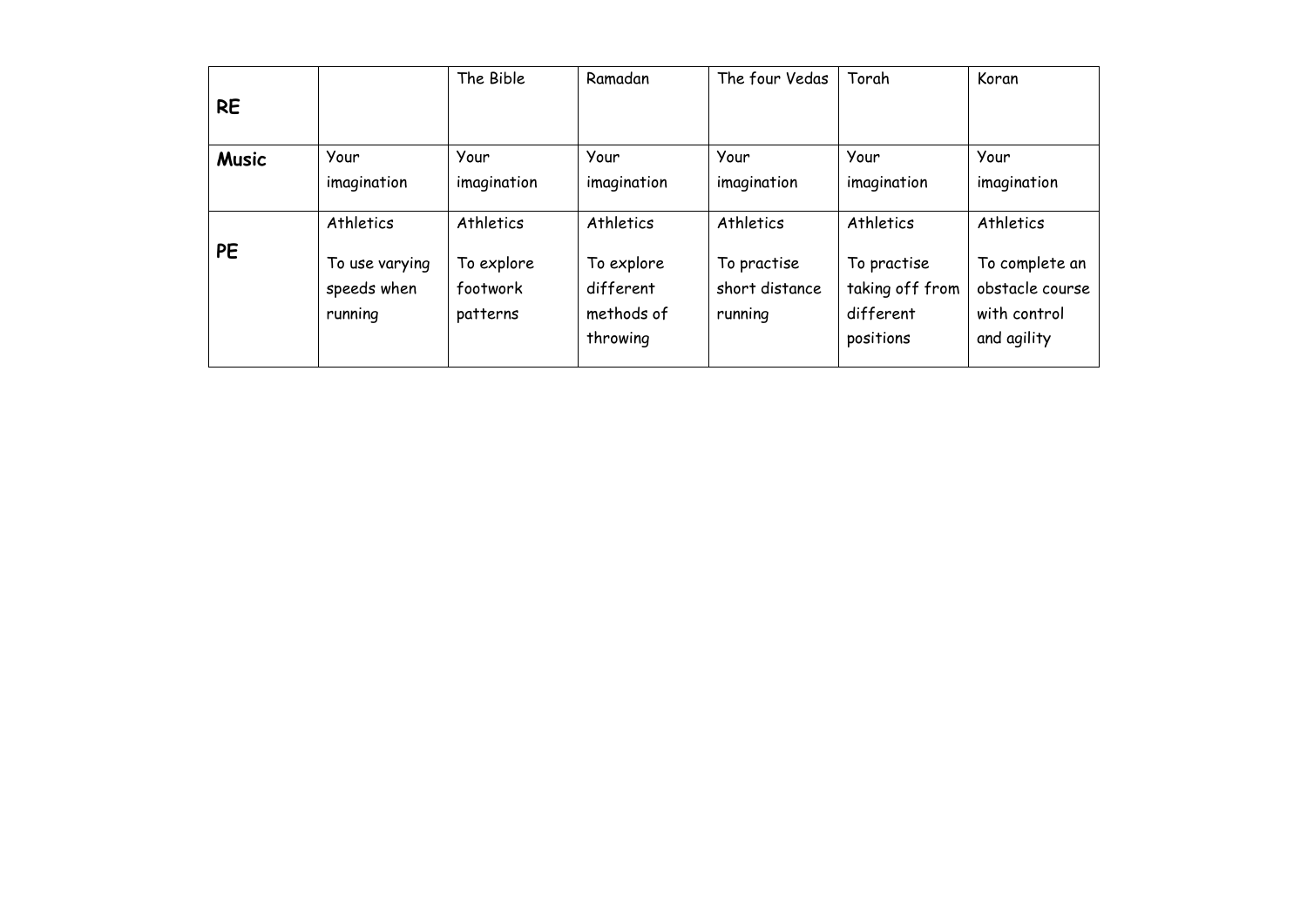| | | | | | | |
|---|---|---|---|---|---|---|
| **RE** | | The Bible | Ramadan | The four Vedas | Torah | Koran |
| **Music** | Your imagination | Your imagination | Your imagination | Your imagination | Your imagination | Your imagination |
| **PE** | Athletics<br><br>To use varying speeds when running | Athletics<br><br>To explore footwork patterns | Athletics<br><br>To explore different methods of throwing | Athletics<br><br>To practise short distance running | Athletics<br><br>To practise taking off from different positions | Athletics<br><br>To complete an obstacle course with control and agility |